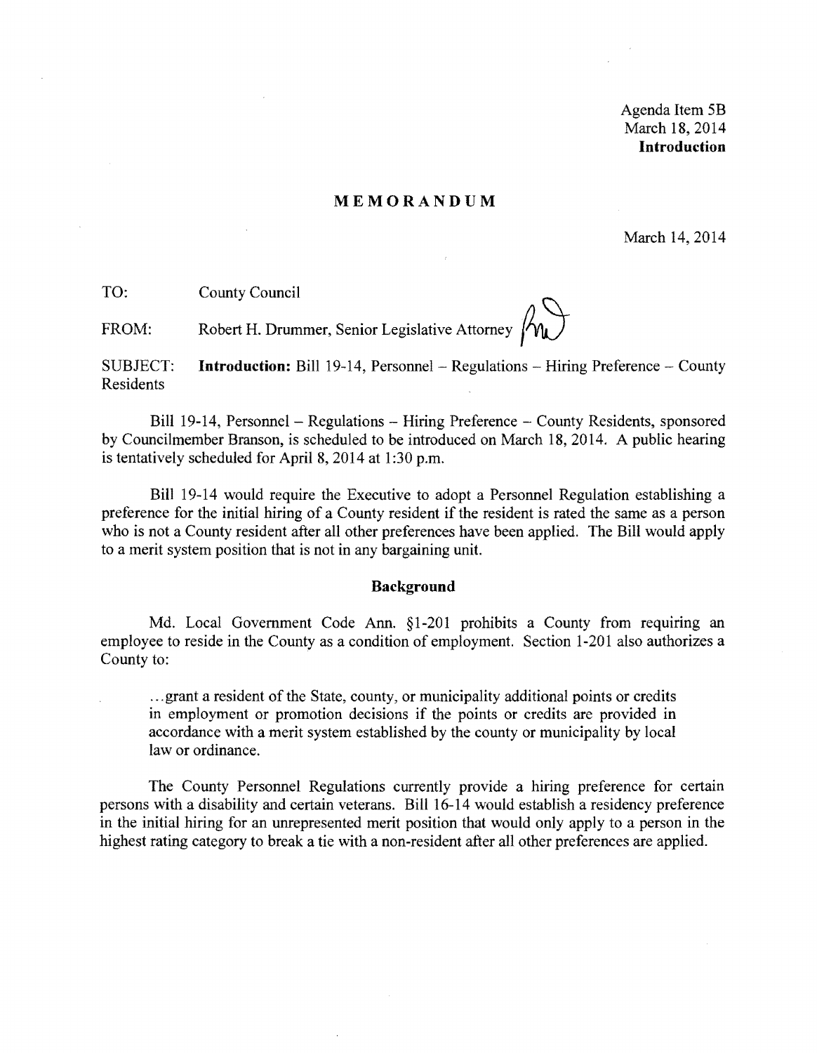Agenda Item 5B
March 18, 2014
**Introduction**

# MEMORANDUM

March 14, 2014

TO: County Council

FROM: Robert H. Drummer, Senior Legislative Attorney

SUBJECT: **Introduction:** Bill 19-14, Personnel – Regulations – Hiring Preference – County Residents

Bill 19-14, Personnel – Regulations – Hiring Preference – County Residents, sponsored by Councilmember Branson, is scheduled to be introduced on March 18, 2014. A public hearing is tentatively scheduled for April 8, 2014 at 1:30 p.m.

Bill 19-14 would require the Executive to adopt a Personnel Regulation establishing a preference for the initial hiring of a County resident if the resident is rated the same as a person who is not a County resident after all other preferences have been applied. The Bill would apply to a merit system position that is not in any bargaining unit.

## Background

Md. Local Government Code Ann. §1-201 prohibits a County from requiring an employee to reside in the County as a condition of employment. Section 1-201 also authorizes a County to:

> ...grant a resident of the State, county, or municipality additional points or credits in employment or promotion decisions if the points or credits are provided in accordance with a merit system established by the county or municipality by local law or ordinance.

The County Personnel Regulations currently provide a hiring preference for certain persons with a disability and certain veterans. Bill 16-14 would establish a residency preference in the initial hiring for an unrepresented merit position that would only apply to a person in the highest rating category to break a tie with a non-resident after all other preferences are applied.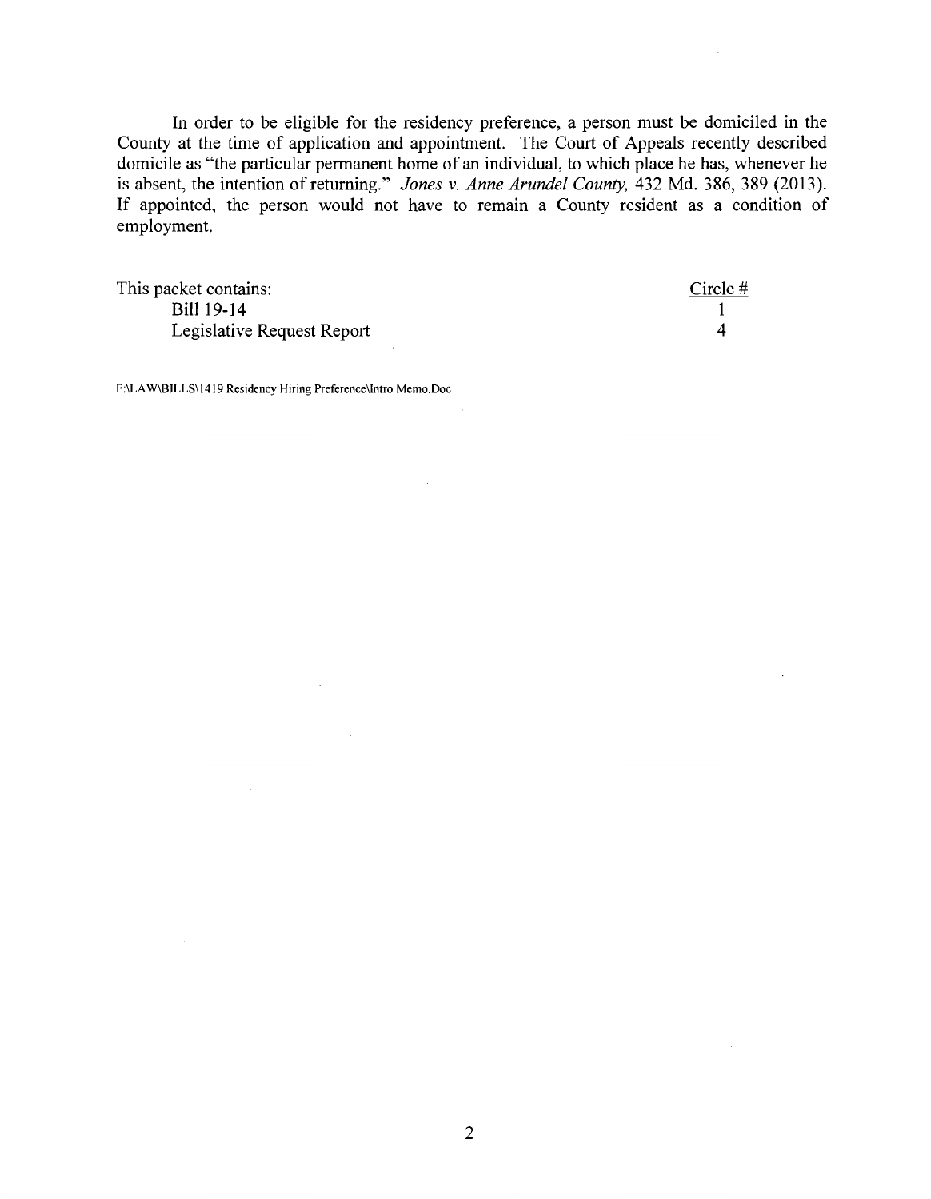In order to be eligible for the residency preference, a person must be domiciled in the County at the time of application and appointment. The Court of Appeals recently described domicile as "the particular permanent home of an individual, to which place he has, whenever he is absent, the intention of returning." *Jones v. Anne Arundel County,* 432 Md. 386, 389 (2013). If appointed, the person would not have to remain a County resident as a condition of employment.

| This packet contains: | Circle # |
|---|---|
| Bill 19-14 | 1 |
| Legislative Request Report | 4 |

F:\LAW\BILLS\1419 Residency Hiring Preference\Intro Memo.Doc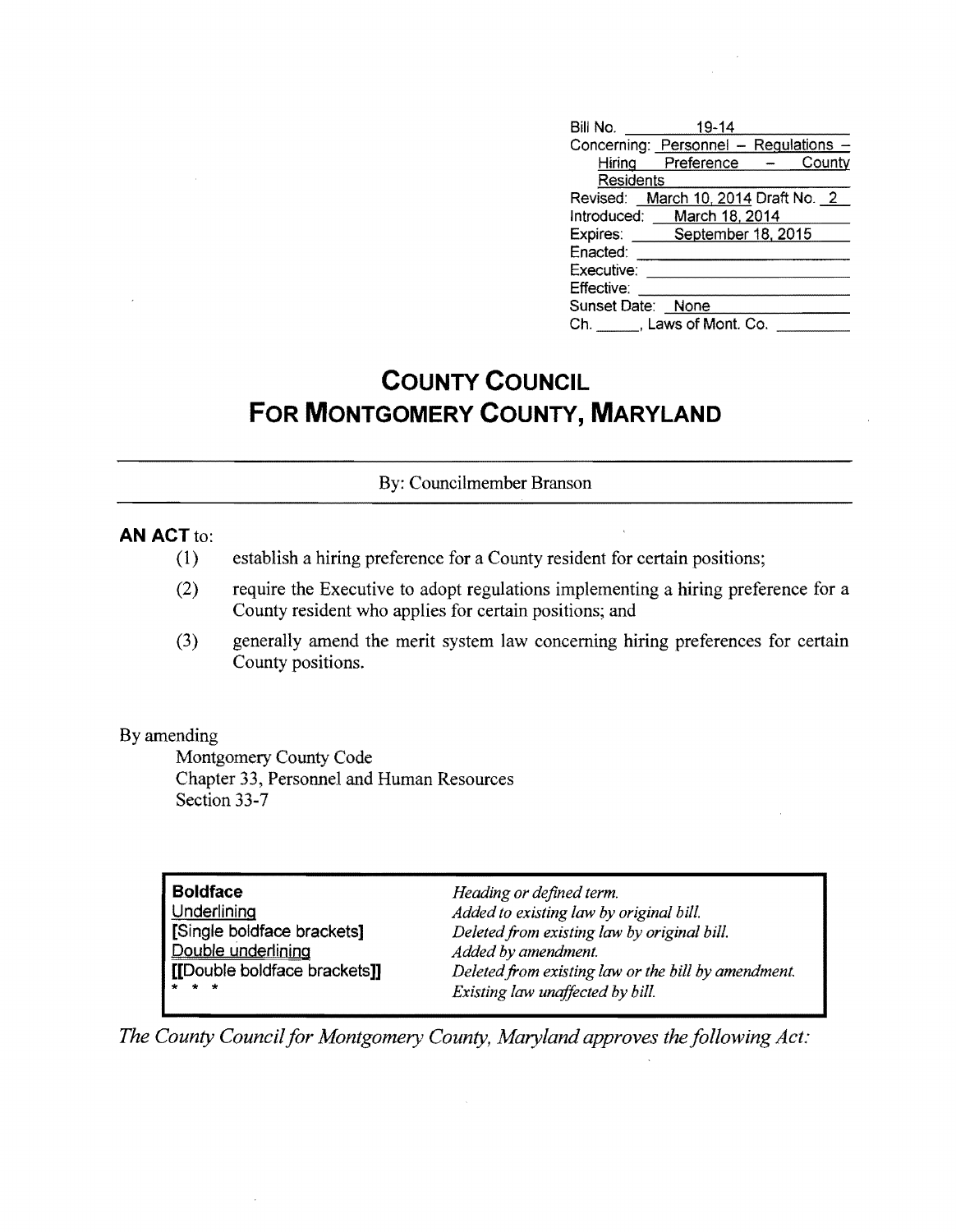| | |
|---|---|
| Bill No. | 19-14 |
| Concerning: | Personnel – Regulations – Hiring Preference – County Residents |
| Revised: | March 10, 2014 Draft No. 2 |
| Introduced: | March 18, 2014 |
| Expires: | September 18, 2015 |
| Enacted: | |
| Executive: | |
| Effective: | |
| Sunset Date: | None |
| Ch. ______, Laws of Mont. Co. | |

# COUNTY COUNCIL FOR MONTGOMERY COUNTY, MARYLAND

By: Councilmember Branson

**AN ACT** to:

(1) establish a hiring preference for a County resident for certain positions;

(2) require the Executive to adopt regulations implementing a hiring preference for a County resident who applies for certain positions; and

(3) generally amend the merit system law concerning hiring preferences for certain County positions.

By amending

Montgomery County Code
Chapter 33, Personnel and Human Resources
Section 33-7

| | |
|---|---|
| **Boldface** | *Heading or defined term.* |
| Underlining | *Added to existing law by original bill.* |
| [Single boldface brackets] | *Deleted from existing law by original bill.* |
| Double underlining | *Added by amendment.* |
| [[Double boldface brackets]] | *Deleted from existing law or the bill by amendment.* |
| * * * | *Existing law unaffected by bill.* |

*The County Council for Montgomery County, Maryland approves the following Act:*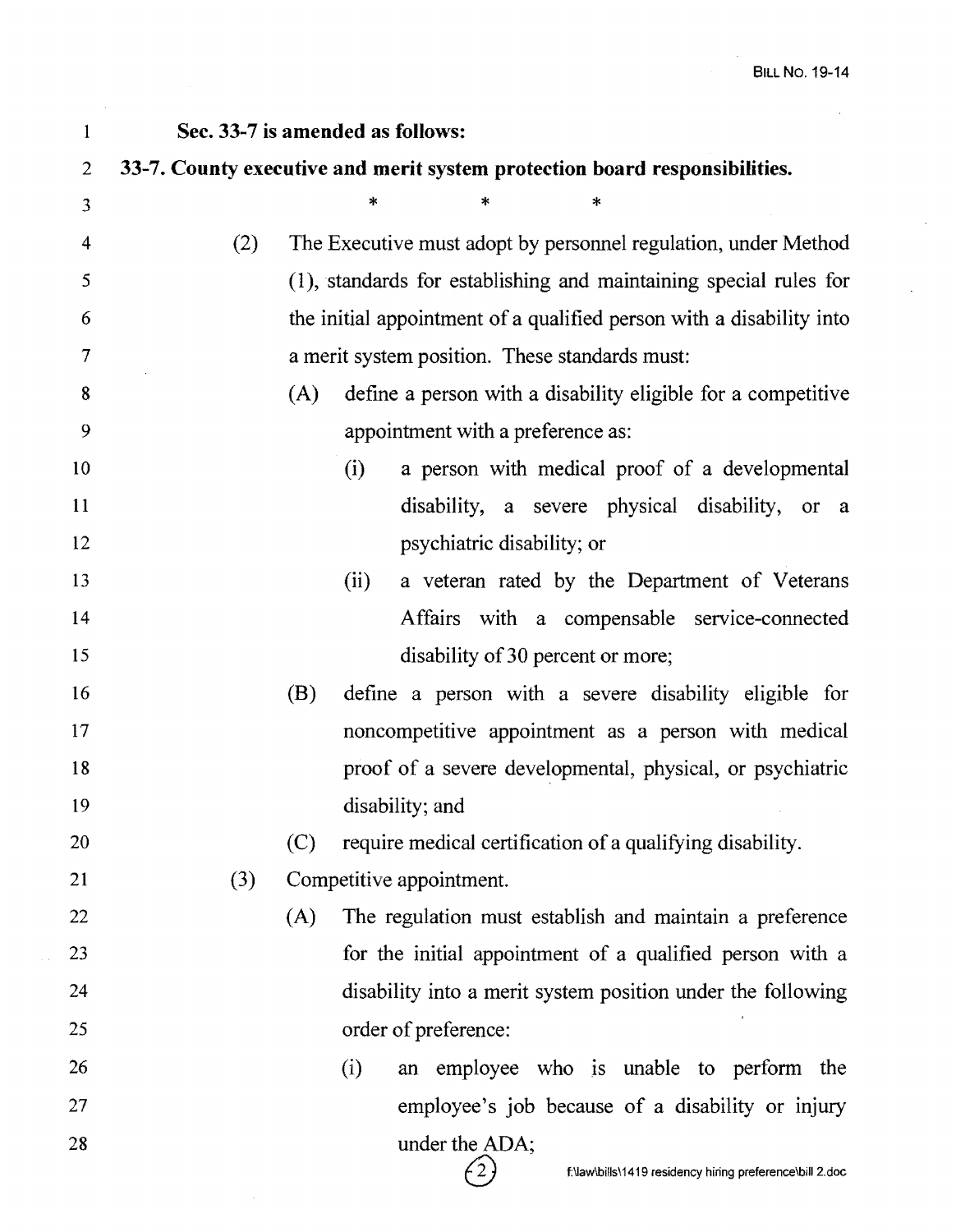**Sec. 33-7 is amended as follows:**

**33-7. County executive and merit system protection board responsibilities.**

\* \* \*

(2) The Executive must adopt by personnel regulation, under Method (1), standards for establishing and maintaining special rules for the initial appointment of a qualified person with a disability into a merit system position. These standards must:

(A) define a person with a disability eligible for a competitive appointment with a preference as:

(i) a person with medical proof of a developmental disability, a severe physical disability, or a psychiatric disability; or

(ii) a veteran rated by the Department of Veterans Affairs with a compensable service-connected disability of 30 percent or more;

(B) define a person with a severe disability eligible for noncompetitive appointment as a person with medical proof of a severe developmental, physical, or psychiatric disability; and

(C) require medical certification of a qualifying disability.

(3) Competitive appointment.

(A) The regulation must establish and maintain a preference for the initial appointment of a qualified person with a disability into a merit system position under the following order of preference:

(i) an employee who is unable to perform the employee's job because of a disability or injury under the ADA;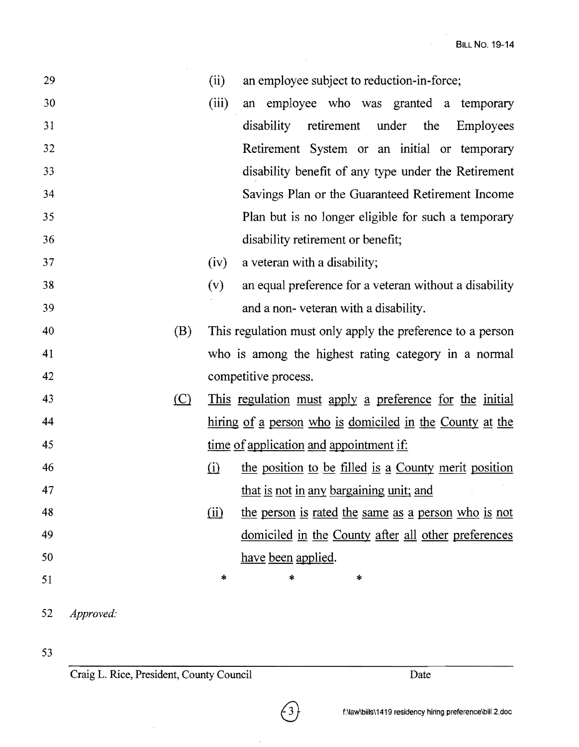(ii) an employee subject to reduction-in-force;

(iii) an employee who was granted a temporary disability retirement under the Employees Retirement System or an initial or temporary disability benefit of any type under the Retirement Savings Plan or the Guaranteed Retirement Income Plan but is no longer eligible for such a temporary disability retirement or benefit;

(iv) a veteran with a disability;

(v) an equal preference for a veteran without a disability and a non- veteran with a disability.

(B) This regulation must only apply the preference to a person who is among the highest rating category in a normal competitive process.

<u>(C) This regulation must apply a preference for the initial hiring of a person who is domiciled in the County at the time of application and appointment if:</u>

<u>(i) the position to be filled is a County merit position that is not in any bargaining unit; and</u>

<u>(ii) the person is rated the same as a person who is not domiciled in the County after all other preferences have been applied.</u>

\* \* \*

*Approved:*

Craig L. Rice, President, County Council — Date

f:\law\bills\1419 residency hiring preference\bill 2.doc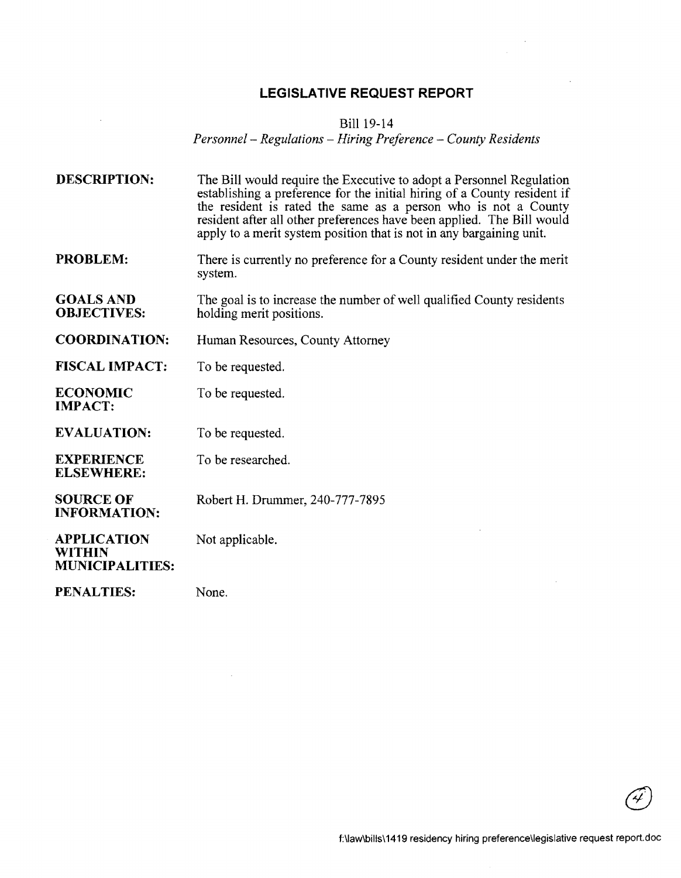# LEGISLATIVE REQUEST REPORT

Bill 19-14

*Personnel – Regulations – Hiring Preference – County Residents*

**DESCRIPTION:** The Bill would require the Executive to adopt a Personnel Regulation establishing a preference for the initial hiring of a County resident if the resident is rated the same as a person who is not a County resident after all other preferences have been applied. The Bill would apply to a merit system position that is not in any bargaining unit.

**PROBLEM:** There is currently no preference for a County resident under the merit system.

**GOALS AND OBJECTIVES:** The goal is to increase the number of well qualified County residents holding merit positions.

**COORDINATION:** Human Resources, County Attorney

**FISCAL IMPACT:** To be requested.

**ECONOMIC IMPACT:** To be requested.

**EVALUATION:** To be requested.

**EXPERIENCE ELSEWHERE:** To be researched.

**SOURCE OF INFORMATION:** Robert H. Drummer, 240-777-7895

**APPLICATION WITHIN MUNICIPALITIES:** Not applicable.

**PENALTIES:** None.

f:\law\bills\1419 residency hiring preference\legislative request report.doc